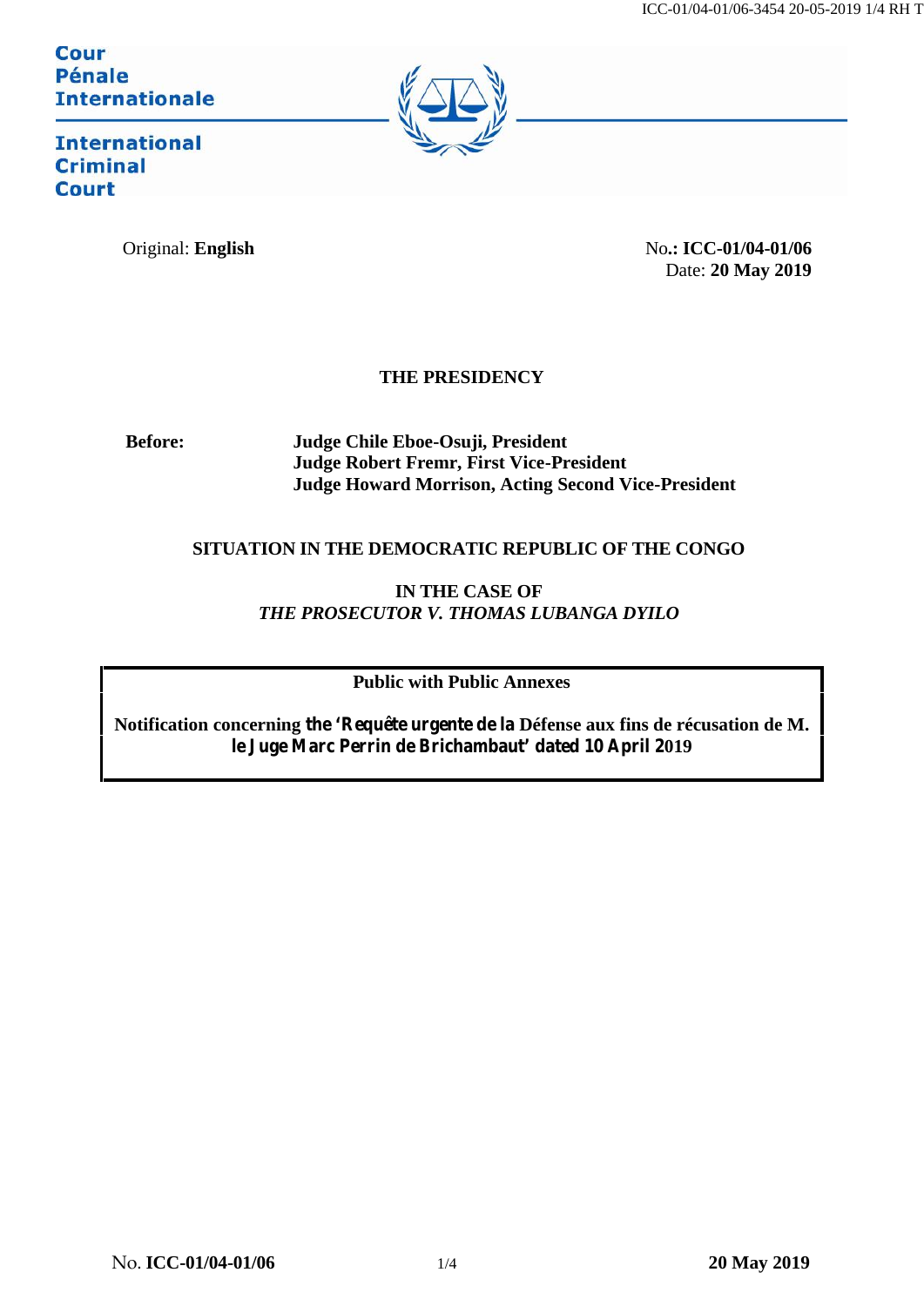Cour Pénale Internationale

International Criminal Court

Original: **English**

No**.: ICC-01/04-01/06**
Date: **20 May 2019**

**THE PRESIDENCY**

**Before:** **Judge Chile Eboe-Osuji, President**
**Judge Robert Fremr, First Vice-President**
**Judge Howard Morrison, Acting Second Vice-President**

**SITUATION IN THE DEMOCRATIC REPUBLIC OF THE CONGO**

**IN THE CASE OF**
***THE PROSECUTOR V. THOMAS LUBANGA DYILO***

**Public with Public Annexes**

**Notification concerning the 'Requête urgente de la Défense aux fins de récusation de M. le Juge Marc Perrin de Brichambaut' dated 10 April 2019**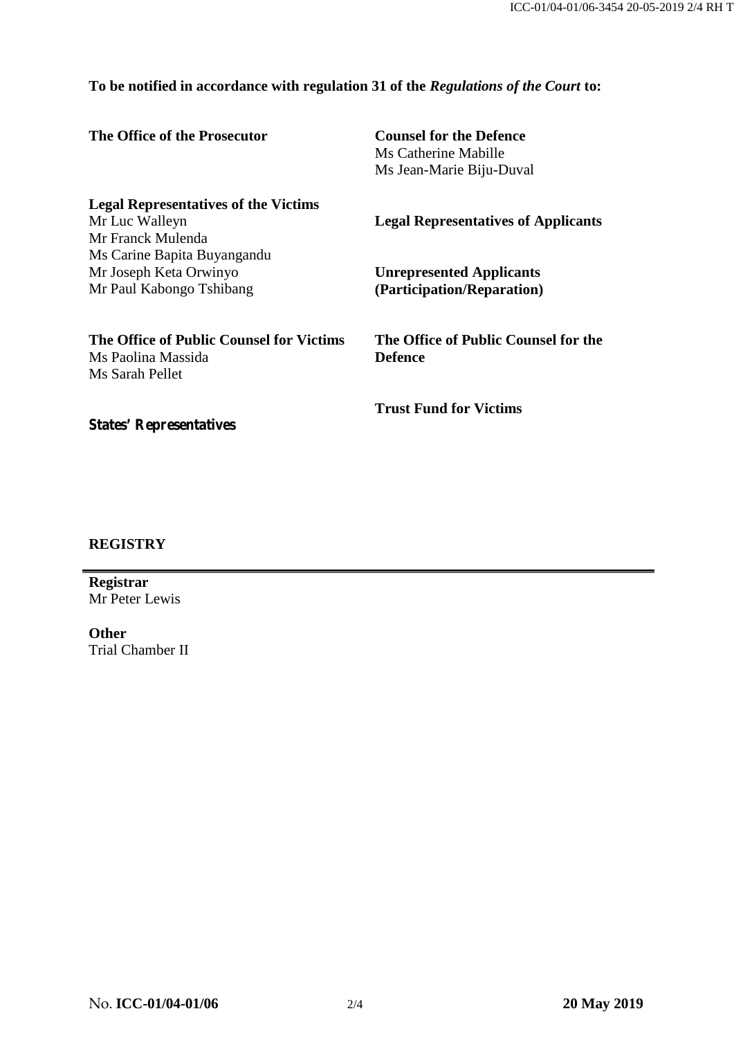**To be notified in accordance with regulation 31 of the *Regulations of the Court* to:**

**The Office of the Prosecutor**

**Counsel for the Defence**
Ms Catherine Mabille
Ms Jean-Marie Biju-Duval

**Legal Representatives of the Victims**
Mr Luc Walleyn
Mr Franck Mulenda
Ms Carine Bapita Buyangandu
Mr Joseph Keta Orwinyo
Mr Paul Kabongo Tshibang

**Legal Representatives of Applicants**

**Unrepresented Applicants (Participation/Reparation)**

**The Office of Public Counsel for Victims**
Ms Paolina Massida
Ms Sarah Pellet

**The Office of Public Counsel for the Defence**

**Trust Fund for Victims**

**States' Representatives**

**REGISTRY**

**Registrar**
Mr Peter Lewis

**Other**
Trial Chamber II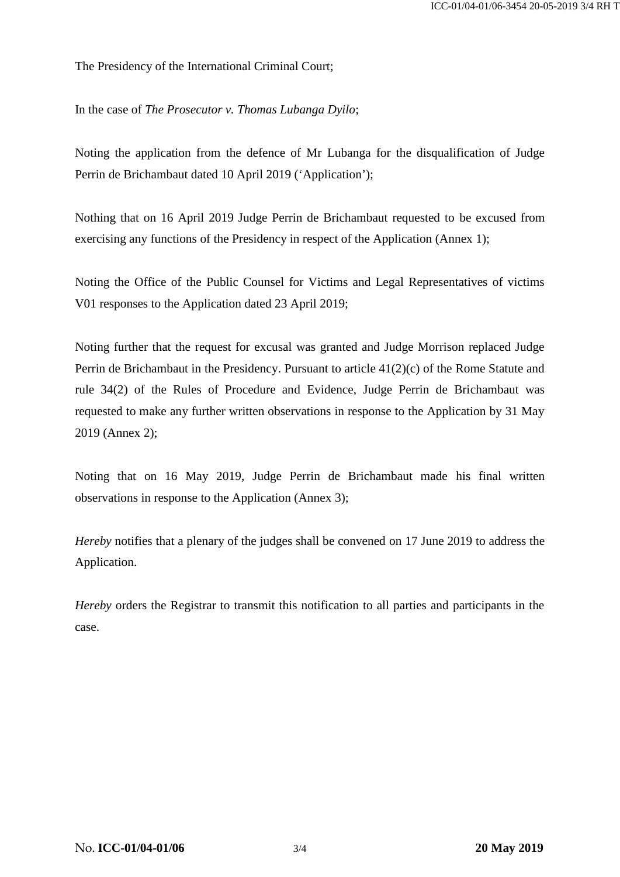The Presidency of the International Criminal Court;

In the case of *The Prosecutor v. Thomas Lubanga Dyilo*;

Noting the application from the defence of Mr Lubanga for the disqualification of Judge Perrin de Brichambaut dated 10 April 2019 ('Application');

Nothing that on 16 April 2019 Judge Perrin de Brichambaut requested to be excused from exercising any functions of the Presidency in respect of the Application (Annex 1);

Noting the Office of the Public Counsel for Victims and Legal Representatives of victims V01 responses to the Application dated 23 April 2019;

Noting further that the request for excusal was granted and Judge Morrison replaced Judge Perrin de Brichambaut in the Presidency. Pursuant to article 41(2)(c) of the Rome Statute and rule 34(2) of the Rules of Procedure and Evidence, Judge Perrin de Brichambaut was requested to make any further written observations in response to the Application by 31 May 2019 (Annex 2);

Noting that on 16 May 2019, Judge Perrin de Brichambaut made his final written observations in response to the Application (Annex 3);

*Hereby* notifies that a plenary of the judges shall be convened on 17 June 2019 to address the Application.

*Hereby* orders the Registrar to transmit this notification to all parties and participants in the case.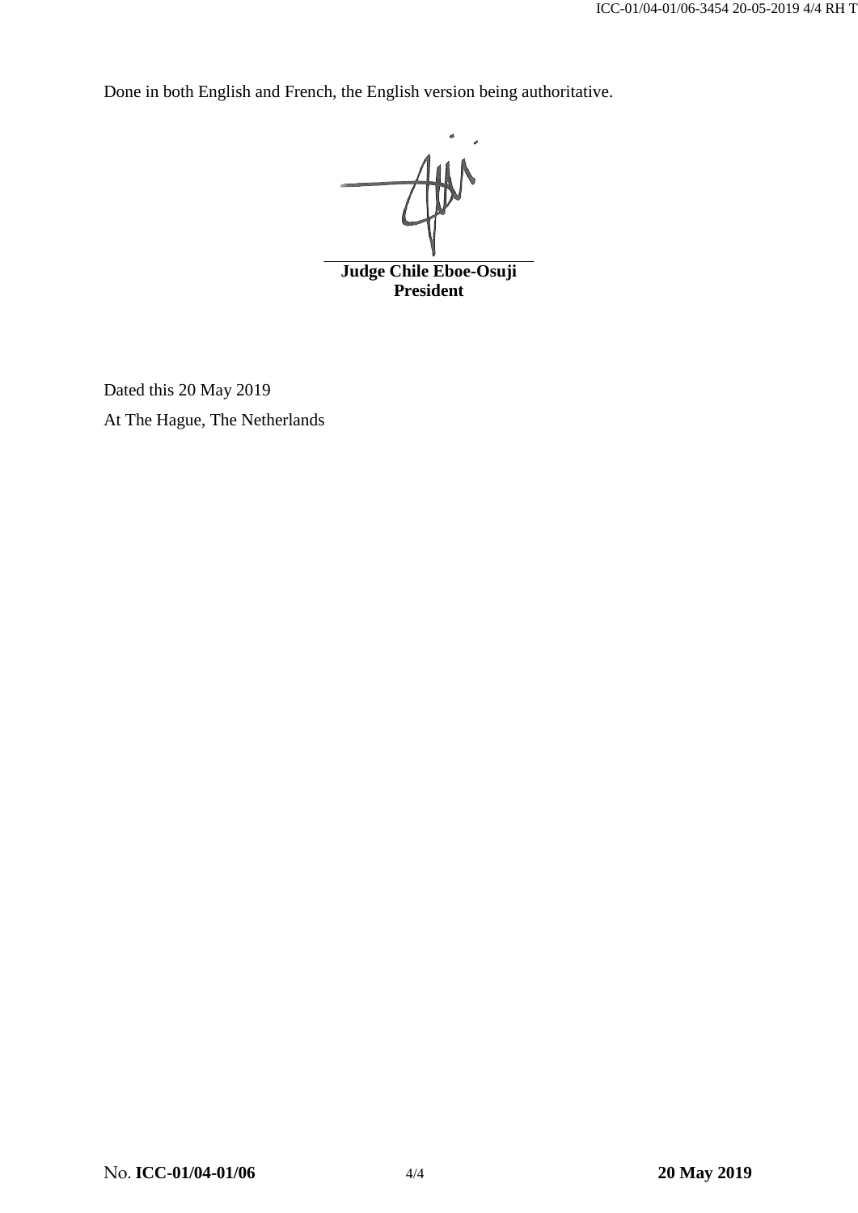Done in both English and French, the English version being authoritative.

**Judge Chile Eboe-Osuji**
**President**

Dated this 20 May 2019

At The Hague, The Netherlands